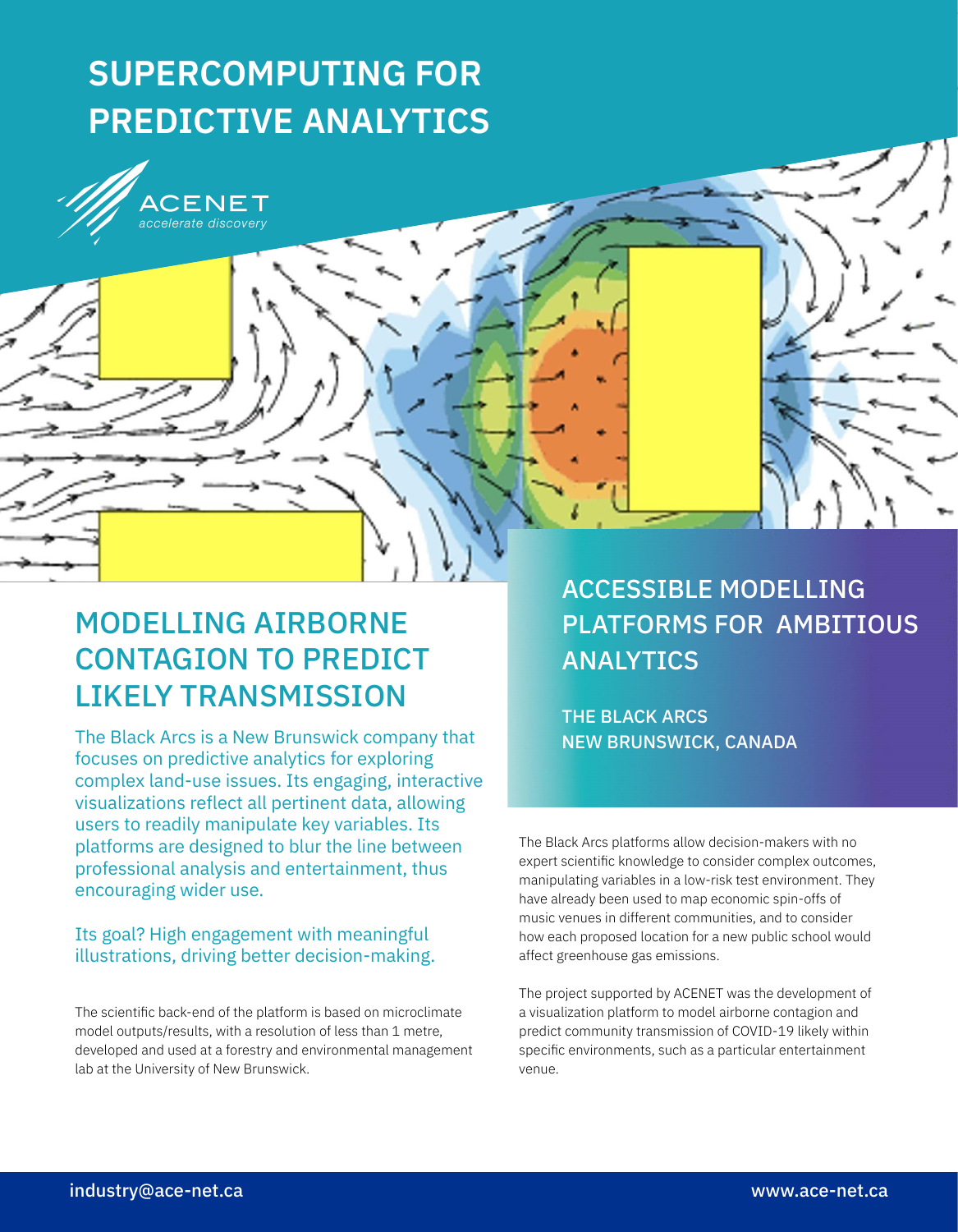# SUPERCOMPUTING FOR PREDICTIVE ANALYTICS

ACENET
*accelerate discovery*

## ACCESSIBLE MODELLING PLATFORMS FOR AMBITIOUS ANALYTICS

THE BLACK ARCS
NEW BRUNSWICK, CANADA

## MODELLING AIRBORNE CONTAGION TO PREDICT LIKELY TRANSMISSION

The Black Arcs is a New Brunswick company that focuses on predictive analytics for exploring complex land-use issues. Its engaging, interactive visualizations reflect all pertinent data, allowing users to readily manipulate key variables. Its platforms are designed to blur the line between professional analysis and entertainment, thus encouraging wider use.

Its goal? High engagement with meaningful illustrations, driving better decision-making.

The scientific back-end of the platform is based on microclimate model outputs/results, with a resolution of less than 1 metre, developed and used at a forestry and environmental management lab at the University of New Brunswick.

The Black Arcs platforms allow decision-makers with no expert scientific knowledge to consider complex outcomes, manipulating variables in a low-risk test environment. They have already been used to map economic spin-offs of music venues in different communities, and to consider how each proposed location for a new public school would affect greenhouse gas emissions.

The project supported by ACENET was the development of a visualization platform to model airborne contagion and predict community transmission of COVID-19 likely within specific environments, such as a particular entertainment venue.

industry@ace-net.ca www.ace-net.ca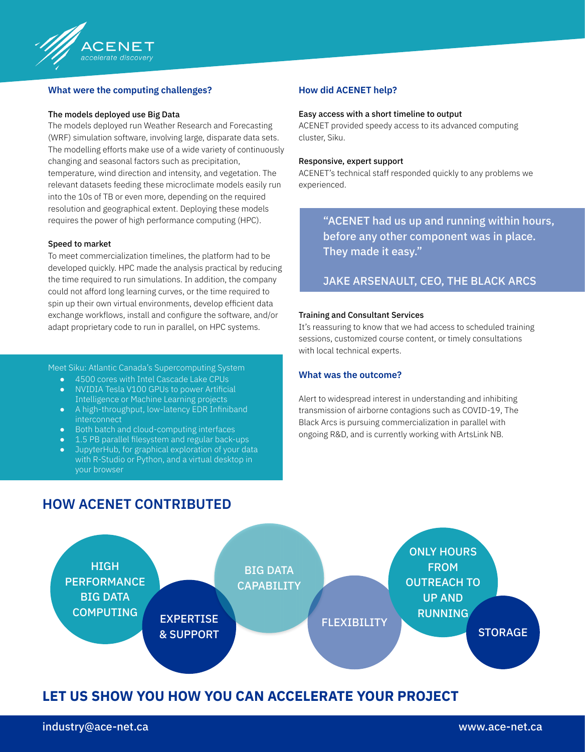ACENET

*accelerate discovery*

### What were the computing challenges?

**The models deployed use Big Data**

The models deployed run Weather Research and Forecasting (WRF) simulation software, involving large, disparate data sets. The modelling efforts make use of a wide variety of continuously changing and seasonal factors such as precipitation, temperature, wind direction and intensity, and vegetation. The relevant datasets feeding these microclimate models easily run into the 10s of TB or even more, depending on the required resolution and geographical extent. Deploying these models requires the power of high performance computing (HPC).

**Speed to market**

To meet commercialization timelines, the platform had to be developed quickly. HPC made the analysis practical by reducing the time required to run simulations. In addition, the company could not afford long learning curves, or the time required to spin up their own virtual environments, develop efficient data exchange workflows, install and configure the software, and/or adapt proprietary code to run in parallel, on HPC systems.

Meet Siku: Atlantic Canada's Supercomputing System

- 4500 cores with Intel Cascade Lake CPUs
- NVIDIA Tesla V100 GPUs to power Artificial Intelligence or Machine Learning projects
- A high-throughput, low-latency EDR Infiniband interconnect
- Both batch and cloud-computing interfaces
- 1.5 PB parallel filesystem and regular back-ups
- JupyterHub, for graphical exploration of your data with R-Studio or Python, and a virtual desktop in your browser

### How did ACENET help?

**Easy access with a short timeline to output**

ACENET provided speedy access to its advanced computing cluster, Siku.

**Responsive, expert support**

ACENET's technical staff responded quickly to any problems we experienced.

> "ACENET had us up and running within hours, before any other component was in place. They made it easy."
>
> JAKE ARSENAULT, CEO, THE BLACK ARCS

**Training and Consultant Services**

It's reassuring to know that we had access to scheduled training sessions, customized course content, or timely consultations with local technical experts.

### What was the outcome?

Alert to widespread interest in understanding and inhibiting transmission of airborne contagions such as COVID-19, The Black Arcs is pursuing commercialization in parallel with ongoing R&D, and is currently working with ArtsLink NB.

## HOW ACENET CONTRIBUTED

HIGH PERFORMANCE BIG DATA COMPUTING

EXPERTISE & SUPPORT

BIG DATA CAPABILITY

FLEXIBILITY

ONLY HOURS FROM OUTREACH TO UP AND RUNNING

STORAGE

## LET US SHOW YOU HOW YOU CAN ACCELERATE YOUR PROJECT

industry@ace-net.ca

www.ace-net.ca